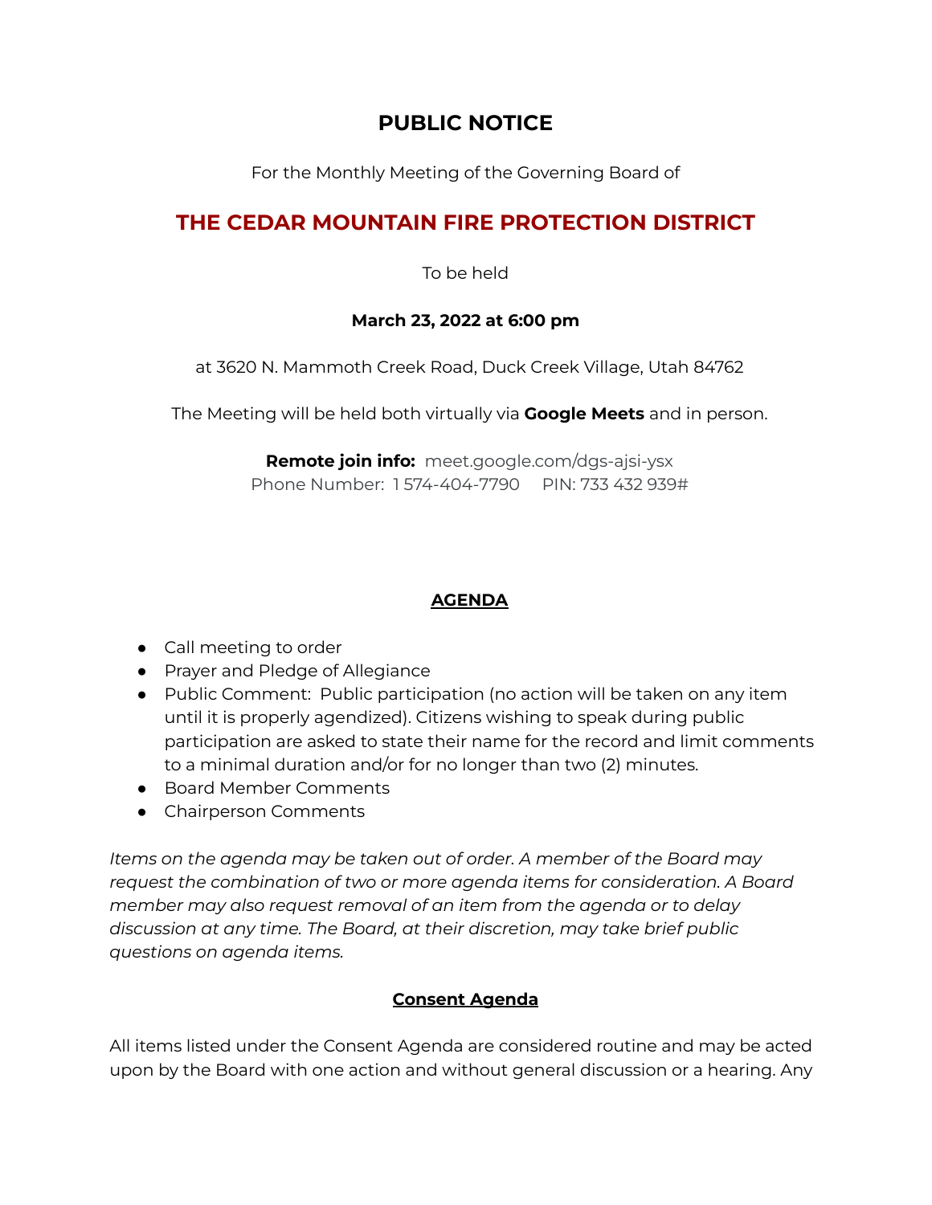# PUBLIC NOTICE

For the Monthly Meeting of the Governing Board of

# THE CEDAR MOUNTAIN FIRE PROTECTION DISTRICT

To be held

**March 23, 2022 at 6:00 pm**

at 3620 N. Mammoth Creek Road, Duck Creek Village, Utah 84762

The Meeting will be held both virtually via **Google Meets** and in person.

**Remote join info:** meet.google.com/dgs-ajsi-ysx
Phone Number: 1 574-404-7790 PIN: 733 432 939#

## AGENDA

- Call meeting to order
- Prayer and Pledge of Allegiance
- Public Comment: Public participation (no action will be taken on any item until it is properly agendized). Citizens wishing to speak during public participation are asked to state their name for the record and limit comments to a minimal duration and/or for no longer than two (2) minutes.
- Board Member Comments
- Chairperson Comments

*Items on the agenda may be taken out of order. A member of the Board may request the combination of two or more agenda items for consideration. A Board member may also request removal of an item from the agenda or to delay discussion at any time. The Board, at their discretion, may take brief public questions on agenda items.*

## Consent Agenda

All items listed under the Consent Agenda are considered routine and may be acted upon by the Board with one action and without general discussion or a hearing. Any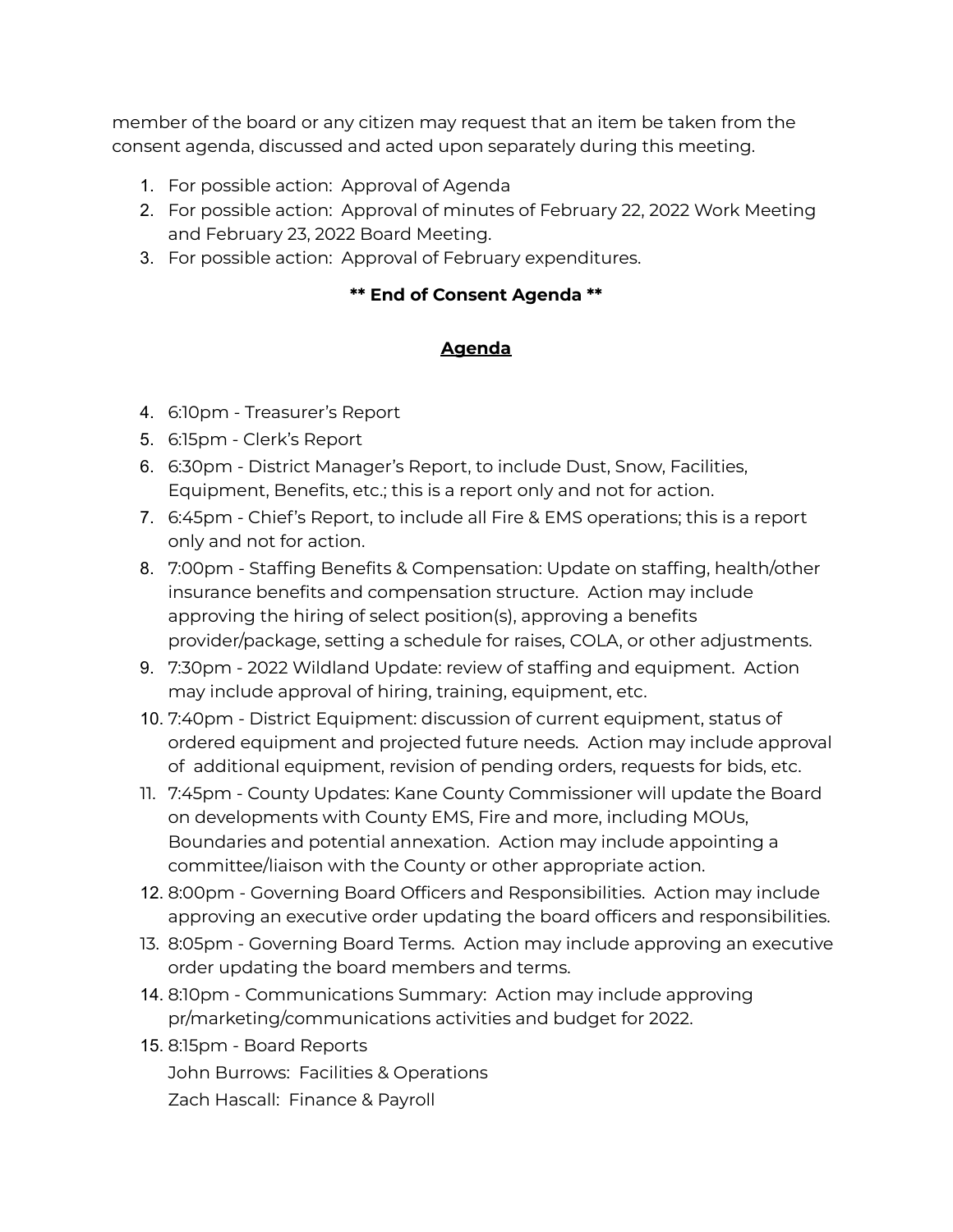member of the board or any citizen may request that an item be taken from the consent agenda, discussed and acted upon separately during this meeting.

1. For possible action: Approval of Agenda
2. For possible action: Approval of minutes of February 22, 2022 Work Meeting and February 23, 2022 Board Meeting.
3. For possible action: Approval of February expenditures.

**\*\* End of Consent Agenda \*\***

## Agenda

4. 6:10pm - Treasurer's Report
5. 6:15pm - Clerk's Report
6. 6:30pm - District Manager's Report, to include Dust, Snow, Facilities, Equipment, Benefits, etc.; this is a report only and not for action.
7. 6:45pm - Chief's Report, to include all Fire & EMS operations; this is a report only and not for action.
8. 7:00pm - Staffing Benefits & Compensation: Update on staffing, health/other insurance benefits and compensation structure. Action may include approving the hiring of select position(s), approving a benefits provider/package, setting a schedule for raises, COLA, or other adjustments.
9. 7:30pm - 2022 Wildland Update: review of staffing and equipment. Action may include approval of hiring, training, equipment, etc.
10. 7:40pm - District Equipment: discussion of current equipment, status of ordered equipment and projected future needs. Action may include approval of additional equipment, revision of pending orders, requests for bids, etc.
11. 7:45pm - County Updates: Kane County Commissioner will update the Board on developments with County EMS, Fire and more, including MOUs, Boundaries and potential annexation. Action may include appointing a committee/liaison with the County or other appropriate action.
12. 8:00pm - Governing Board Officers and Responsibilities. Action may include approving an executive order updating the board officers and responsibilities.
13. 8:05pm - Governing Board Terms. Action may include approving an executive order updating the board members and terms.
14. 8:10pm - Communications Summary: Action may include approving pr/marketing/communications activities and budget for 2022.
15. 8:15pm - Board Reports

    John Burrows: Facilities & Operations

    Zach Hascall: Finance & Payroll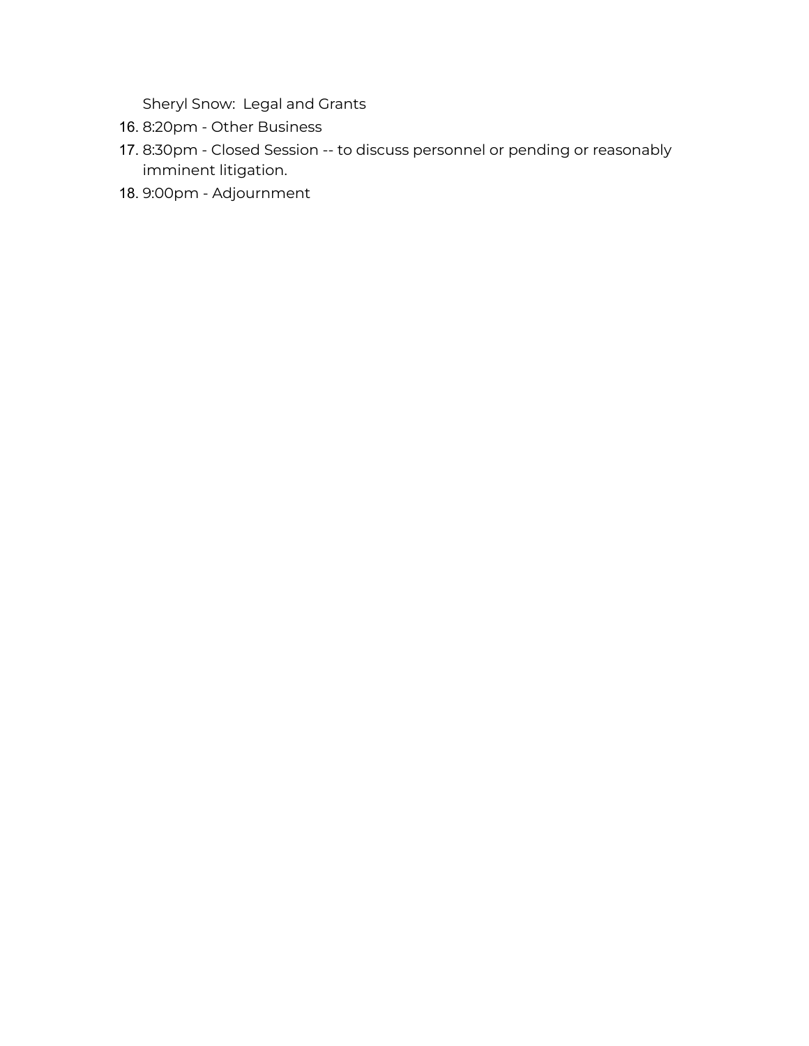Sheryl Snow:  Legal and Grants

16. 8:20pm - Other Business
17. 8:30pm - Closed Session -- to discuss personnel or pending or reasonably imminent litigation.
18. 9:00pm - Adjournment